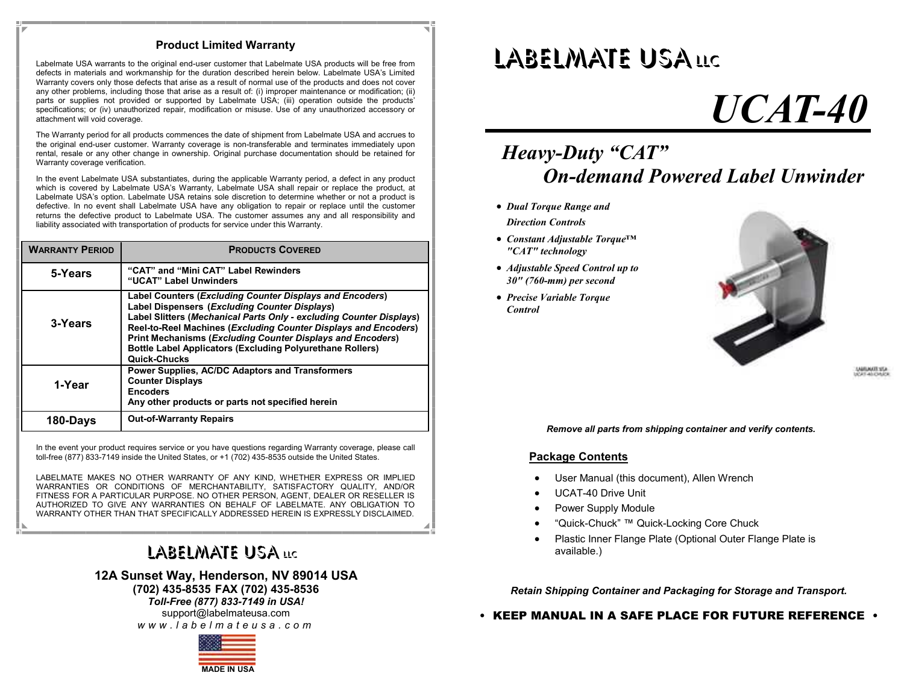## Product Limited Warranty

Labelmate USA warrants to the original end-user customer that Labelmate USA products will be free from defects in materials and workmanship for the duration described herein below. Labelmate USA's Limited Warranty covers only those defects that arise as a result of normal use of the products and does not cover any other problems, including those that arise as a result of: (i) improper maintenance or modification; (ii) parts or supplies not provided or supported by Labelmate USA; (iii) operation outside the products' specifications; or (iv) unauthorized repair, modification or misuse. Use of any unauthorized accessory or attachment will void coverage.

The Warranty period for all products commences the date of shipment from Labelmate USA and accrues to the original end-user customer. Warranty coverage is non-transferable and terminates immediately upon rental, resale or any other change in ownership. Original purchase documentation should be retained for Warranty coverage verification.

In the event Labelmate USA substantiates, during the applicable Warranty period, a defect in any product which is covered by Labelmate USA's Warranty, Labelmate USA shall repair or replace the product, at Labelmate USA's option. Labelmate USA retains sole discretion to determine whether or not a product is defective. In no event shall Labelmate USA have any obligation to repair or replace until the customer returns the defective product to Labelmate USA. The customer assumes any and all responsibility and liability associated with transportation of products for service under this Warranty.

| WARRANTY PERIOD | PRODUCTS COVERED |
|---|---|
| **5-Years** | **"CAT" and "Mini CAT" Label Rewinders**<br>**"UCAT" Label Unwinders** |
| **3-Years** | **Label Counters (*Excluding Counter Displays and Encoders*)**<br>**Label Dispensers (*Excluding Counter Displays*)**<br>**Label Slitters (*Mechanical Parts Only - excluding Counter Displays*)**<br>**Reel-to-Reel Machines (*Excluding Counter Displays and Encoders*)**<br>**Print Mechanisms (*Excluding Counter Displays and Encoders*)**<br>**Bottle Label Applicators (Excluding Polyurethane Rollers)**<br>**Quick-Chucks** |
| **1-Year** | **Power Supplies, AC/DC Adaptors and Transformers**<br>**Counter Displays**<br>**Encoders**<br>**Any other products or parts not specified herein** |
| **180-Days** | **Out-of-Warranty Repairs** |

In the event your product requires service or you have questions regarding Warranty coverage, please call toll-free (877) 833-7149 inside the United States, or +1 (702) 435-8535 outside the United States.

LABELMATE MAKES NO OTHER WARRANTY OF ANY KIND, WHETHER EXPRESS OR IMPLIED WARRANTIES OR CONDITIONS OF MERCHANTABILITY, SATISFACTORY QUALITY, AND/OR FITNESS FOR A PARTICULAR PURPOSE. NO OTHER PERSON, AGENT, DEALER OR RESELLER IS AUTHORIZED TO GIVE ANY WARRANTIES ON BEHALF OF LABELMATE. ANY OBLIGATION TO WARRANTY OTHER THAN THAT SPECIFICALLY ADDRESSED HEREIN IS EXPRESSLY DISCLAIMED.

**LABELMATE USA LLC**

**12A Sunset Way, Henderson, NV 89014 USA**
**(702) 435-8535 FAX (702) 435-8536**
***Toll-Free (877) 833-7149 in USA!***
support@labelmateusa.com
*www.labelmateusa.com*

**MADE IN USA**

# LABELMATE USA LLC

# *UCAT-40*

## *Heavy-Duty "CAT" On-demand Powered Label Unwinder*

- ***Dual Torque Range and Direction Controls***
- ***Constant Adjustable Torque™ "CAT" technology***
- ***Adjustable Speed Control up to 30" (760-mm) per second***
- ***Precise Variable Torque Control***

LABELMATE USA UCAT-40-CHUCK

***Remove all parts from shipping container and verify contents.***

### Package Contents

- User Manual (this document), Allen Wrench
- UCAT-40 Drive Unit
- Power Supply Module
- "Quick-Chuck" ™ Quick-Locking Core Chuck
- Plastic Inner Flange Plate (Optional Outer Flange Plate is available.)

***Retain Shipping Container and Packaging for Storage and Transport.***

**• KEEP MANUAL IN A SAFE PLACE FOR FUTURE REFERENCE •**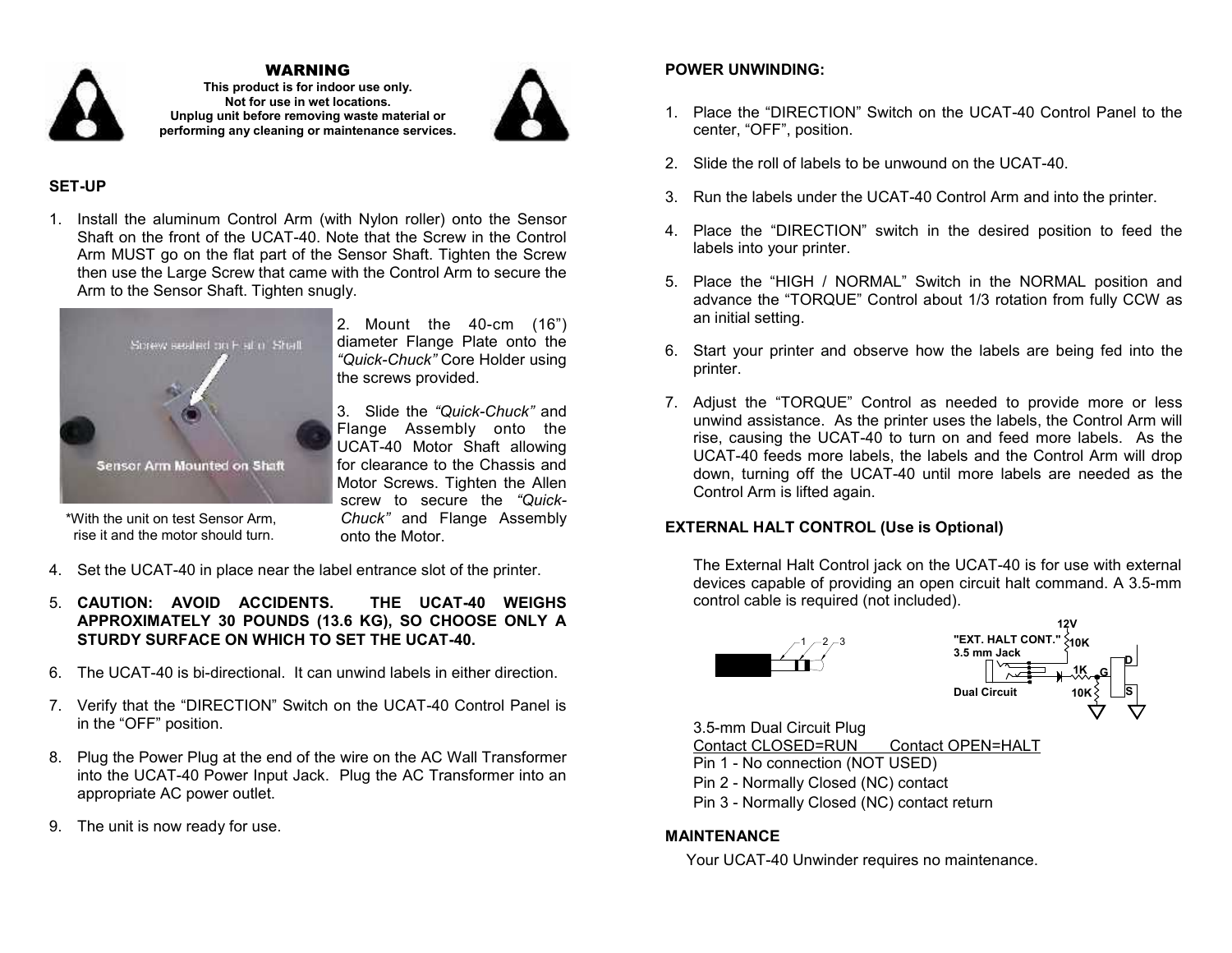**WARNING**
**This product is for indoor use only.**
**Not for use in wet locations.**
**Unplug unit before removing waste material or performing any cleaning or maintenance services.**

## SET-UP

1. Install the aluminum Control Arm (with Nylon roller) onto the Sensor Shaft on the front of the UCAT-40. Note that the Screw in the Control Arm MUST go on the flat part of the Sensor Shaft. Tighten the Screw then use the Large Screw that came with the Control Arm to secure the Arm to the Sensor Shaft. Tighten snugly.

Screw seated on Flat of Shaft

Sensor Arm Mounted on Shaft

*With the unit on test Sensor Arm, rise it and the motor should turn.

2. Mount the 40-cm (16") diameter Flange Plate onto the *"Quick-Chuck"* Core Holder using the screws provided.

3. Slide the *"Quick-Chuck"* and Flange Assembly onto the UCAT-40 Motor Shaft allowing for clearance to the Chassis and Motor Screws. Tighten the Allen screw to secure the *"Quick-Chuck"* and Flange Assembly onto the Motor.

4. Set the UCAT-40 in place near the label entrance slot of the printer.

5. **CAUTION: AVOID ACCIDENTS. THE UCAT-40 WEIGHS APPROXIMATELY 30 POUNDS (13.6 KG), SO CHOOSE ONLY A STURDY SURFACE ON WHICH TO SET THE UCAT-40.**

6. The UCAT-40 is bi-directional. It can unwind labels in either direction.

7. Verify that the "DIRECTION" Switch on the UCAT-40 Control Panel is in the "OFF" position.

8. Plug the Power Plug at the end of the wire on the AC Wall Transformer into the UCAT-40 Power Input Jack. Plug the AC Transformer into an appropriate AC power outlet.

9. The unit is now ready for use.

## POWER UNWINDING:

1. Place the "DIRECTION" Switch on the UCAT-40 Control Panel to the center, "OFF", position.

2. Slide the roll of labels to be unwound on the UCAT-40.

3. Run the labels under the UCAT-40 Control Arm and into the printer.

4. Place the "DIRECTION" switch in the desired position to feed the labels into your printer.

5. Place the "HIGH / NORMAL" Switch in the NORMAL position and advance the "TORQUE" Control about 1/3 rotation from fully CCW as an initial setting.

6. Start your printer and observe how the labels are being fed into the printer.

7. Adjust the "TORQUE" Control as needed to provide more or less unwind assistance. As the printer uses the labels, the Control Arm will rise, causing the UCAT-40 to turn on and feed more labels. As the UCAT-40 feeds more labels, the labels and the Control Arm will drop down, turning off the UCAT-40 until more labels are needed as the Control Arm is lifted again.

## EXTERNAL HALT CONTROL (Use is Optional)

The External Halt Control jack on the UCAT-40 is for use with external devices capable of providing an open circuit halt command. A 3.5-mm control cable is required (not included).

1 2 3

"EXT. HALT CONT."
3.5 mm Jack
Dual Circuit
12V
10K
1K
10K
G
D
S

3.5-mm Dual Circuit Plug

Contact CLOSED=RUN Contact OPEN=HALT

Pin 1 - No connection (NOT USED)

Pin 2 - Normally Closed (NC) contact

Pin 3 - Normally Closed (NC) contact return

## MAINTENANCE

Your UCAT-40 Unwinder requires no maintenance.